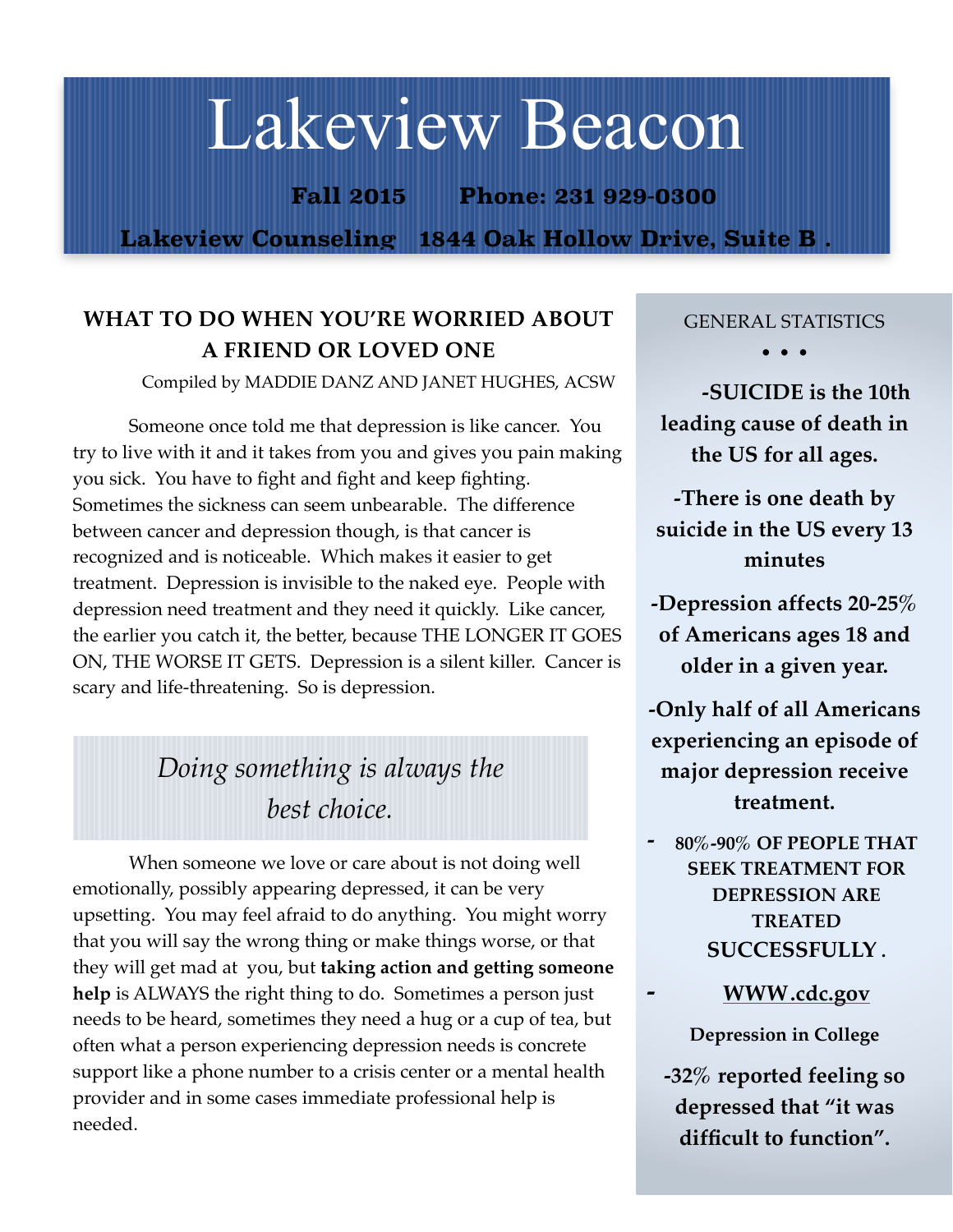# Lakeview Beacon

**Fall 2015 Phone: 231 929-0300**

**Lakeview Counseling 1844 Oak Hollow Drive, Suite B .**

## WHAT TO DO WHEN YOU'RE WORRIED ABOUT A FRIEND OR LOVED ONE

Compiled by MADDIE DANZ AND JANET HUGHES, ACSW

Someone once told me that depression is like cancer. You try to live with it and it takes from you and gives you pain making you sick. You have to fight and fight and keep fighting. Sometimes the sickness can seem unbearable. The difference between cancer and depression though, is that cancer is recognized and is noticeable. Which makes it easier to get treatment. Depression is invisible to the naked eye. People with depression need treatment and they need it quickly. Like cancer, the earlier you catch it, the better, because THE LONGER IT GOES ON, THE WORSE IT GETS. Depression is a silent killer. Cancer is scary and life-threatening. So is depression.

*Doing something is always the best choice.*

When someone we love or care about is not doing well emotionally, possibly appearing depressed, it can be very upsetting. You may feel afraid to do anything. You might worry that you will say the wrong thing or make things worse, or that they will get mad at you, but **taking action and getting someone help** is ALWAYS the right thing to do. Sometimes a person just needs to be heard, sometimes they need a hug or a cup of tea, but often what a person experiencing depression needs is concrete support like a phone number to a crisis center or a mental health provider and in some cases immediate professional help is needed.

GENERAL STATISTICS

• • •

**-SUICIDE is the 10th leading cause of death in the US for all ages.**

**-There is one death by suicide in the US every 13 minutes**

**-Depression affects 20-25% of Americans ages 18 and older in a given year.**

**-Only half of all Americans experiencing an episode of major depression receive treatment.**

- **80%-90% OF PEOPLE THAT SEEK TREATMENT FOR DEPRESSION ARE TREATED SUCCESSFULLY .**
- **WWW.cdc.gov**

**Depression in College**

**-32% reported feeling so depressed that "it was difficult to function".**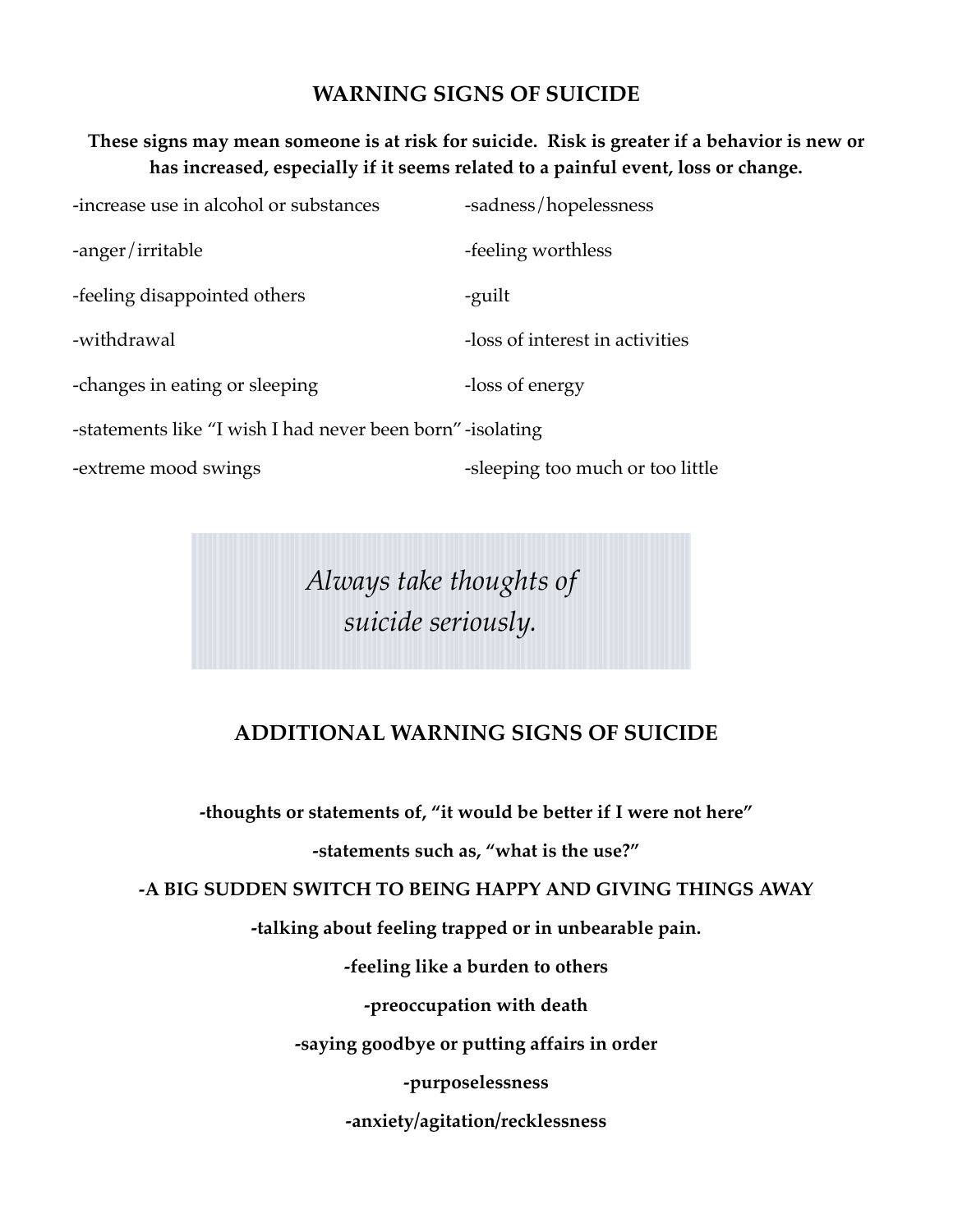## WARNING SIGNS OF SUICIDE

**These signs may mean someone is at risk for suicide. Risk is greater if a behavior is new or has increased, especially if it seems related to a painful event, loss or change.**

-increase use in alcohol or substances

-sadness/hopelessness

-anger/irritable

-feeling worthless

-feeling disappointed others

-guilt

-withdrawal

-loss of interest in activities

-changes in eating or sleeping

-loss of energy

-statements like "I wish I had never been born"

-isolating

-extreme mood swings

-sleeping too much or too little

*Always take thoughts of suicide seriously.*

## ADDITIONAL WARNING SIGNS OF SUICIDE

**-thoughts or statements of, "it would be better if I were not here"**

**-statements such as, "what is the use?"**

**-A BIG SUDDEN SWITCH TO BEING HAPPY AND GIVING THINGS AWAY**

**-talking about feeling trapped or in unbearable pain.**

**-feeling like a burden to others**

**-preoccupation with death**

**-saying goodbye or putting affairs in order**

**-purposelessness**

**-anxiety/agitation/recklessness**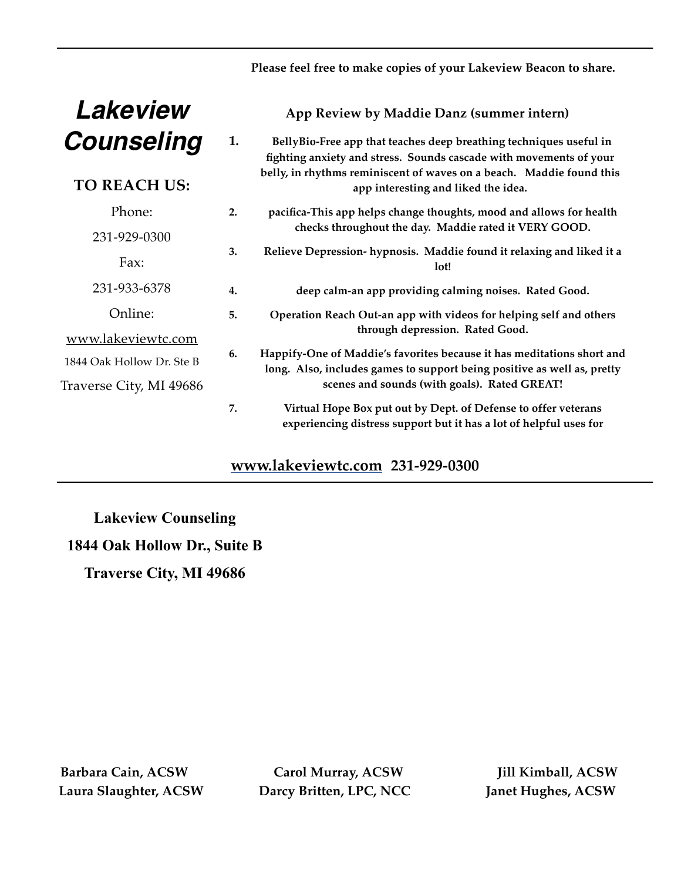Please feel free to make copies of your Lakeview Beacon to share.

# *Lakeview Counseling*

**TO REACH US:**

Phone:

231-929-0300

Fax:

231-933-6378

Online:

www.lakeviewtc.com

1844 Oak Hollow Dr. Ste B

Traverse City, MI 49686

**App Review by Maddie Danz (summer intern)**

1. **BellyBio-Free app that teaches deep breathing techniques useful in fighting anxiety and stress. Sounds cascade with movements of your belly, in rhythms reminiscent of waves on a beach. Maddie found this app interesting and liked the idea.**
2. **pacifica-This app helps change thoughts, mood and allows for health checks throughout the day. Maddie rated it VERY GOOD.**
3. **Relieve Depression- hypnosis. Maddie found it relaxing and liked it a lot!**
4. **deep calm-an app providing calming noises. Rated Good.**
5. **Operation Reach Out-an app with videos for helping self and others through depression. Rated Good.**
6. **Happify-One of Maddie's favorites because it has meditations short and long. Also, includes games to support being positive as well as, pretty scenes and sounds (with goals). Rated GREAT!**
7. **Virtual Hope Box put out by Dept. of Defense to offer veterans experiencing distress support but it has a lot of helpful uses for**

**www.lakeviewtc.com 231-929-0300**

**Lakeview Counseling**

**1844 Oak Hollow Dr., Suite B**

**Traverse City, MI 49686**

| | | |
|---|---|---|
| **Barbara Cain, ACSW** | **Carol Murray, ACSW** | **Jill Kimball, ACSW** |
| **Laura Slaughter, ACSW** | **Darcy Britten, LPC, NCC** | **Janet Hughes, ACSW** |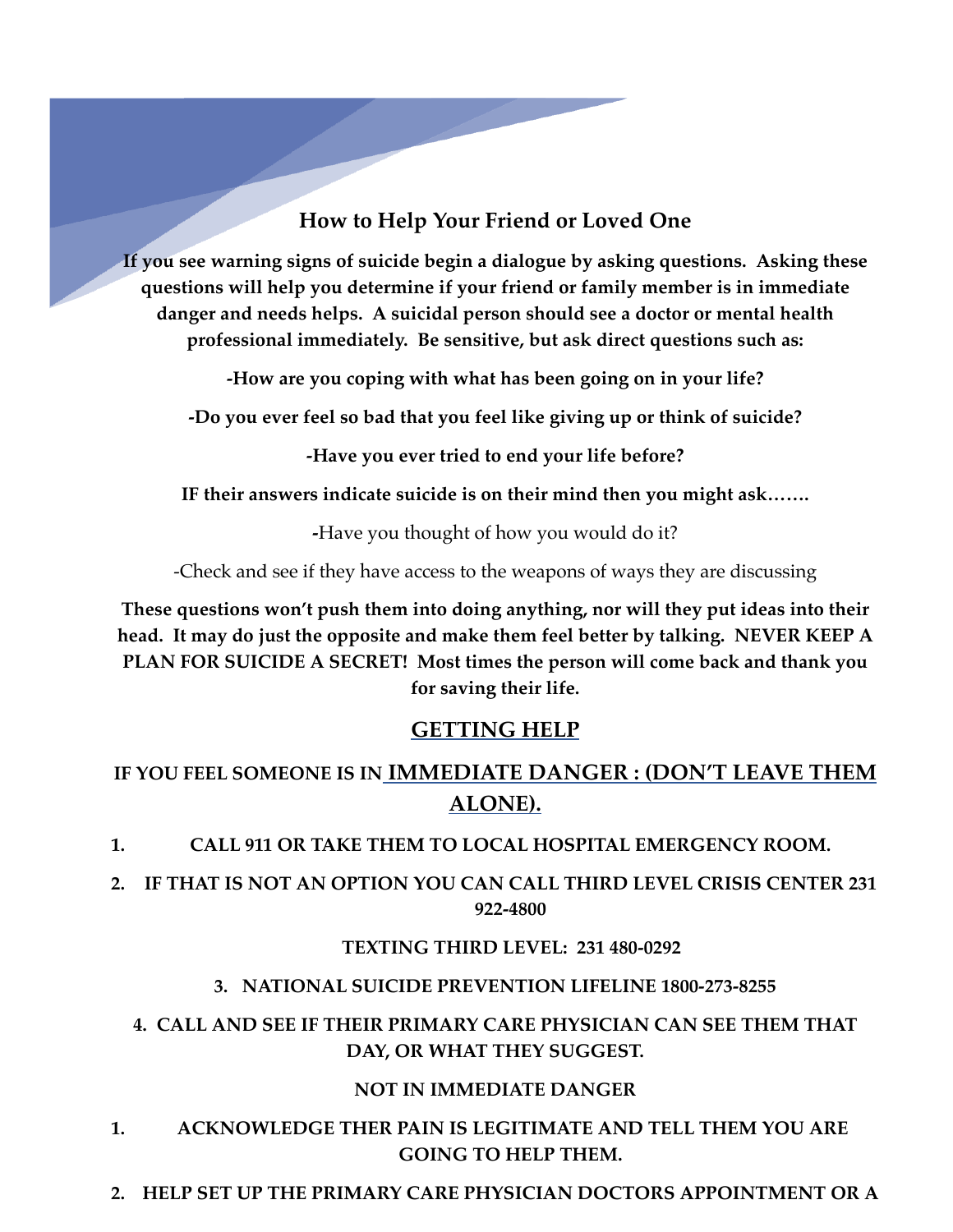## How to Help Your Friend or Loved One

**If you see warning signs of suicide begin a dialogue by asking questions. Asking these questions will help you determine if your friend or family member is in immediate danger and needs helps. A suicidal person should see a doctor or mental health professional immediately. Be sensitive, but ask direct questions such as:**

**-How are you coping with what has been going on in your life?**

**-Do you ever feel so bad that you feel like giving up or think of suicide?**

**-Have you ever tried to end your life before?**

**IF their answers indicate suicide is on their mind then you might ask…….**

**-**Have you thought of how you would do it?

-Check and see if they have access to the weapons of ways they are discussing

**These questions won't push them into doing anything, nor will they put ideas into their head. It may do just the opposite and make them feel better by talking. NEVER KEEP A PLAN FOR SUICIDE A SECRET! Most times the person will come back and thank you for saving their life.**

## GETTING HELP

**IF YOU FEEL SOMEONE IS IN IMMEDIATE DANGER : (DON'T LEAVE THEM ALONE).**

1. **CALL 911 OR TAKE THEM TO LOCAL HOSPITAL EMERGENCY ROOM.**
2. **IF THAT IS NOT AN OPTION YOU CAN CALL THIRD LEVEL CRISIS CENTER 231 922-4800**

   **TEXTING THIRD LEVEL: 231 480-0292**
3. **NATIONAL SUICIDE PREVENTION LIFELINE 1800-273-8255**
4. **CALL AND SEE IF THEIR PRIMARY CARE PHYSICIAN CAN SEE THEM THAT DAY, OR WHAT THEY SUGGEST.**

**NOT IN IMMEDIATE DANGER**

1. **ACKNOWLEDGE THER PAIN IS LEGITIMATE AND TELL THEM YOU ARE GOING TO HELP THEM.**
2. **HELP SET UP THE PRIMARY CARE PHYSICIAN DOCTORS APPOINTMENT OR A**